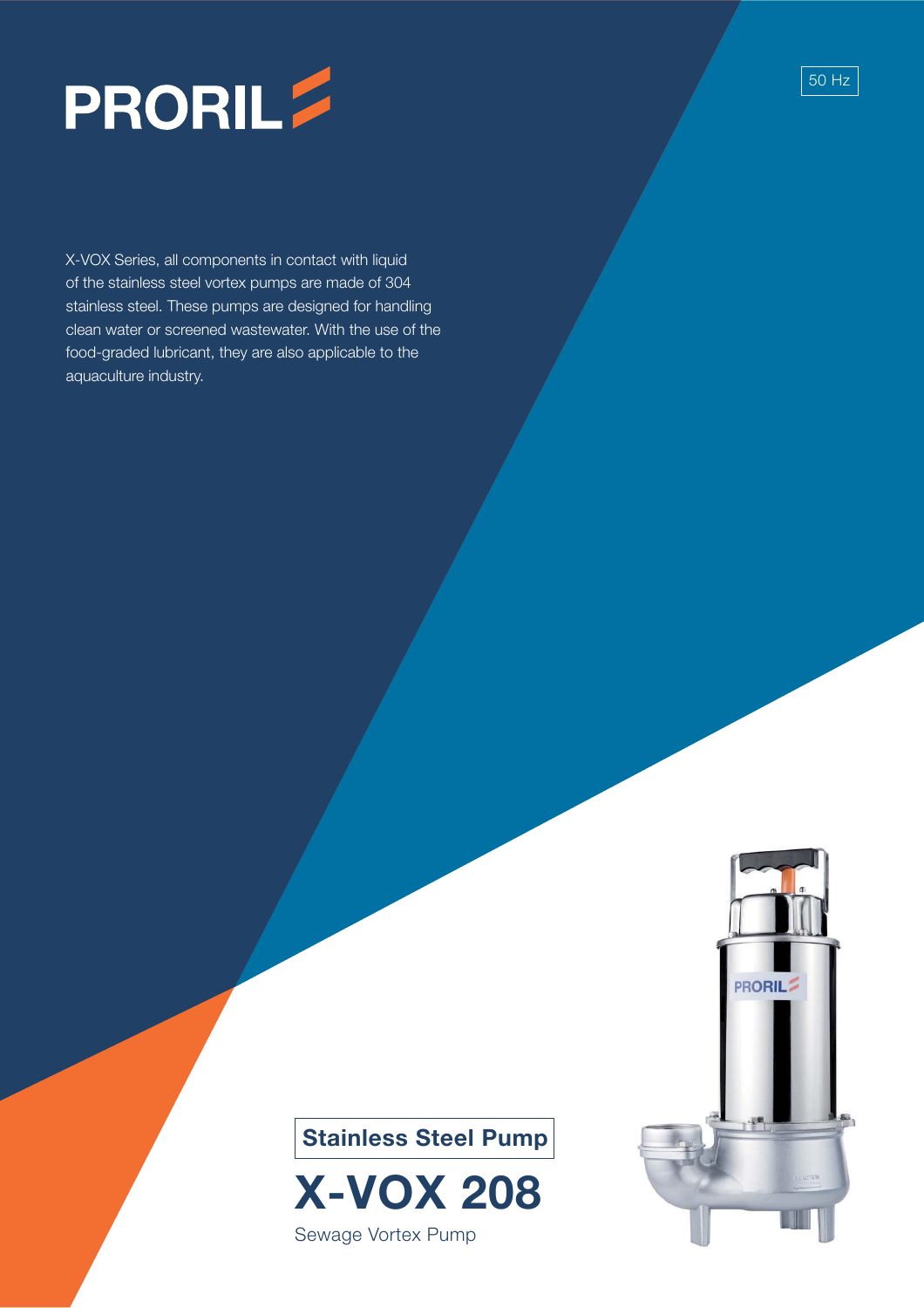# PRORIL

50 Hz

X-VOX Series, all components in contact with liquid of the stainless steel vortex pumps are made of 304 stainless steel. These pumps are designed for handling clean water or screened wastewater. With the use of the food-graded lubricant, they are also applicable to the aquaculture industry.

**Stainless Steel Pump**

# X-VOX 208

Sewage Vortex Pump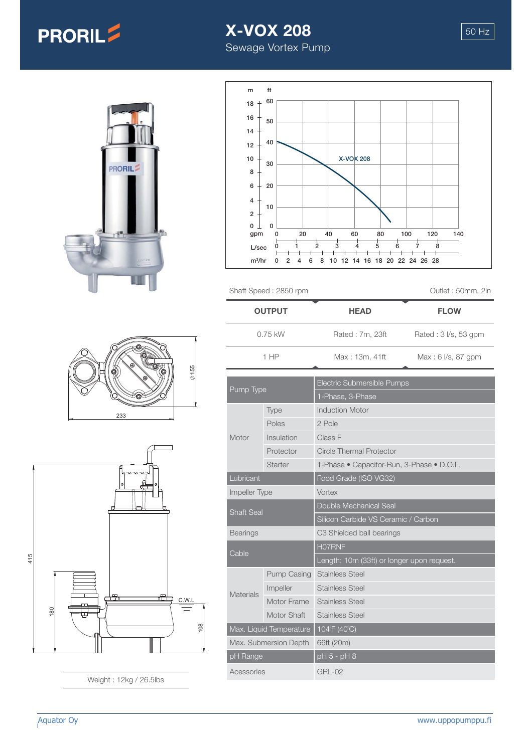PRORIL

# X-VOX 208

Sewage Vortex Pump

50 Hz

m ft
18 60
16 50
14
12 40
10 30
8
6 20
4 10
2
0 0
gpm 0 20 40 60 80 100 120 140
L/sec 0 1 2 3 4 5 6 7 8
m³/hr 0 2 4 6 8 10 12 14 16 18 20 22 24 26 28
X-VOX 208

Shaft Speed : 2850 rpm

Outlet : 50mm, 2in

| OUTPUT | HEAD | FLOW |
|---|---|---|
| 0.75 kW | Rated : 7m, 23ft | Rated : 3 l/s, 53 gpm |
| 1 HP | Max : 13m, 41ft | Max : 6 l/s, 87 gpm |

| | | |
|---|---|---|
| Pump Type | | Electric Submersible Pumps |
| | | 1-Phase, 3-Phase |
| Motor | Type | Induction Motor |
| | Poles | 2 Pole |
| | Insulation | Class F |
| | Protector | Circle Thermal Protector |
| | Starter | 1-Phase • Capacitor-Run, 3-Phase • D.O.L. |
| Lubricant | | Food Grade (ISO VG32) |
| Impeller Type | | Vortex |
| Shaft Seal | | Double Mechanical Seal |
| | | Silicon Carbide VS Ceramic / Carbon |
| Bearings | | C3 Shielded ball bearings |
| Cable | | H07RNF |
| | | Length: 10m (33ft) or longer upon request. |
| Materials | Pump Casing | Stainless Steel |
| | Impeller | Stainless Steel |
| | Motor Frame | Stainless Steel |
| | Motor Shaft | Stainless Steel |
| Max. Liquid Temperature | | 104˚F (40˚C) |
| Max. Submersion Depth | | 66ft (20m) |
| pH Range | | pH 5 - pH 8 |
| Acessories | | GRL-02 |

⌀155

233

415

180

C.W.L

108

Weight : 12kg / 26.5lbs

Aquator Oy

www.uppopumppu.fi